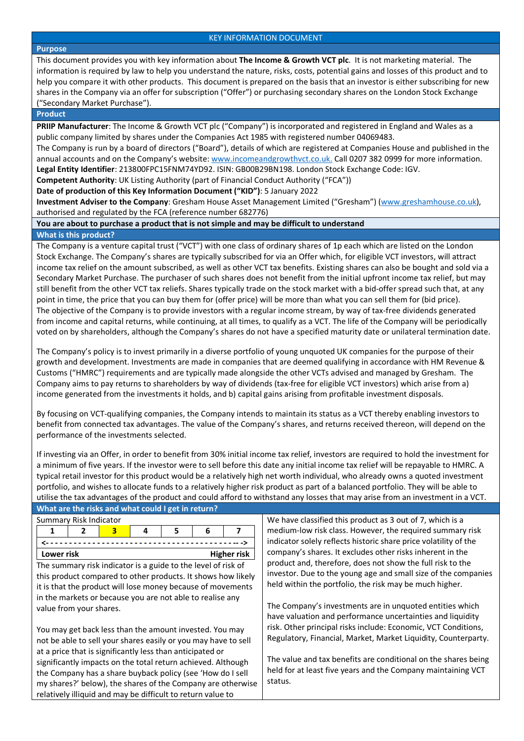# KEY INFORMATION DOCUMENT

## Purpose

This document provides you with key information about **The Income & Growth VCT plc**. It is not marketing material. The information is required by law to help you understand the nature, risks, costs, potential gains and losses of this product and to help you compare it with other products. This document is prepared on the basis that an investor is either subscribing for new shares in the Company via an offer for subscription ("Offer") or purchasing secondary shares on the London Stock Exchange ("Secondary Market Purchase").

## Product

**PRIIP Manufacturer**: The Income & Growth VCT plc ("Company") is incorporated and registered in England and Wales as a public company limited by shares under the Companies Act 1985 with registered number 04069483.

The Company is run by a board of directors ("Board"), details of which are registered at Companies House and published in the annual accounts and on the Company's website: www.incomeandgrowthvct.co.uk. Call 0207 382 0999 for more information.

**Legal Entity Identifier**: 213800FPC15FNM74YD92. ISIN: GB00B29BN198. London Stock Exchange Code: IGV.

**Competent Authority**: UK Listing Authority (part of Financial Conduct Authority ("FCA"))

**Date of production of this Key Information Document ("KID")**: 5 January 2022

**Investment Adviser to the Company**: Gresham House Asset Management Limited ("Gresham") (www.greshamhouse.co.uk), authorised and regulated by the FCA (reference number 682776)

**You are about to purchase a product that is not simple and may be difficult to understand**

## What is this product?

The Company is a venture capital trust ("VCT") with one class of ordinary shares of 1p each which are listed on the London Stock Exchange. The Company's shares are typically subscribed for via an Offer which, for eligible VCT investors, will attract income tax relief on the amount subscribed, as well as other VCT tax benefits. Existing shares can also be bought and sold via a Secondary Market Purchase. The purchaser of such shares does not benefit from the initial upfront income tax relief, but may still benefit from the other VCT tax reliefs. Shares typically trade on the stock market with a bid-offer spread such that, at any point in time, the price that you can buy them for (offer price) will be more than what you can sell them for (bid price).

The objective of the Company is to provide investors with a regular income stream, by way of tax-free dividends generated from income and capital returns, while continuing, at all times, to qualify as a VCT. The life of the Company will be periodically voted on by shareholders, although the Company's shares do not have a specified maturity date or unilateral termination date.

The Company's policy is to invest primarily in a diverse portfolio of young unquoted UK companies for the purpose of their growth and development. Investments are made in companies that are deemed qualifying in accordance with HM Revenue & Customs ("HMRC") requirements and are typically made alongside the other VCTs advised and managed by Gresham. The Company aims to pay returns to shareholders by way of dividends (tax-free for eligible VCT investors) which arise from a) income generated from the investments it holds, and b) capital gains arising from profitable investment disposals.

By focusing on VCT-qualifying companies, the Company intends to maintain its status as a VCT thereby enabling investors to benefit from connected tax advantages. The value of the Company's shares, and returns received thereon, will depend on the performance of the investments selected.

If investing via an Offer, in order to benefit from 30% initial income tax relief, investors are required to hold the investment for a minimum of five years. If the investor were to sell before this date any initial income tax relief will be repayable to HMRC. A typical retail investor for this product would be a relatively high net worth individual, who already owns a quoted investment portfolio, and wishes to allocate funds to a relatively higher risk product as part of a balanced portfolio. They will be able to utilise the tax advantages of the product and could afford to withstand any losses that may arise from an investment in a VCT.

## What are the risks and what could I get in return?

Summary Risk Indicator

| 1 | 2 | **3** | 4 | 5 | 6 | 7 |
|---|---|---|---|---|---|---|
| **Lower risk** | | | | | | **Higher risk** |

The summary risk indicator is a guide to the level of risk of this product compared to other products. It shows how likely it is that the product will lose money because of movements in the markets or because you are not able to realise any value from your shares.

You may get back less than the amount invested. You may not be able to sell your shares easily or you may have to sell at a price that is significantly less than anticipated or significantly impacts on the total return achieved. Although the Company has a share buyback policy (see 'How do I sell my shares?' below), the shares of the Company are otherwise relatively illiquid and may be difficult to return value to

We have classified this product as 3 out of 7, which is a medium-low risk class. However, the required summary risk indicator solely reflects historic share price volatility of the company's shares. It excludes other risks inherent in the product and, therefore, does not show the full risk to the investor. Due to the young age and small size of the companies held within the portfolio, the risk may be much higher.

The Company's investments are in unquoted entities which have valuation and performance uncertainties and liquidity risk. Other principal risks include: Economic, VCT Conditions, Regulatory, Financial, Market, Market Liquidity, Counterparty.

The value and tax benefits are conditional on the shares being held for at least five years and the Company maintaining VCT status.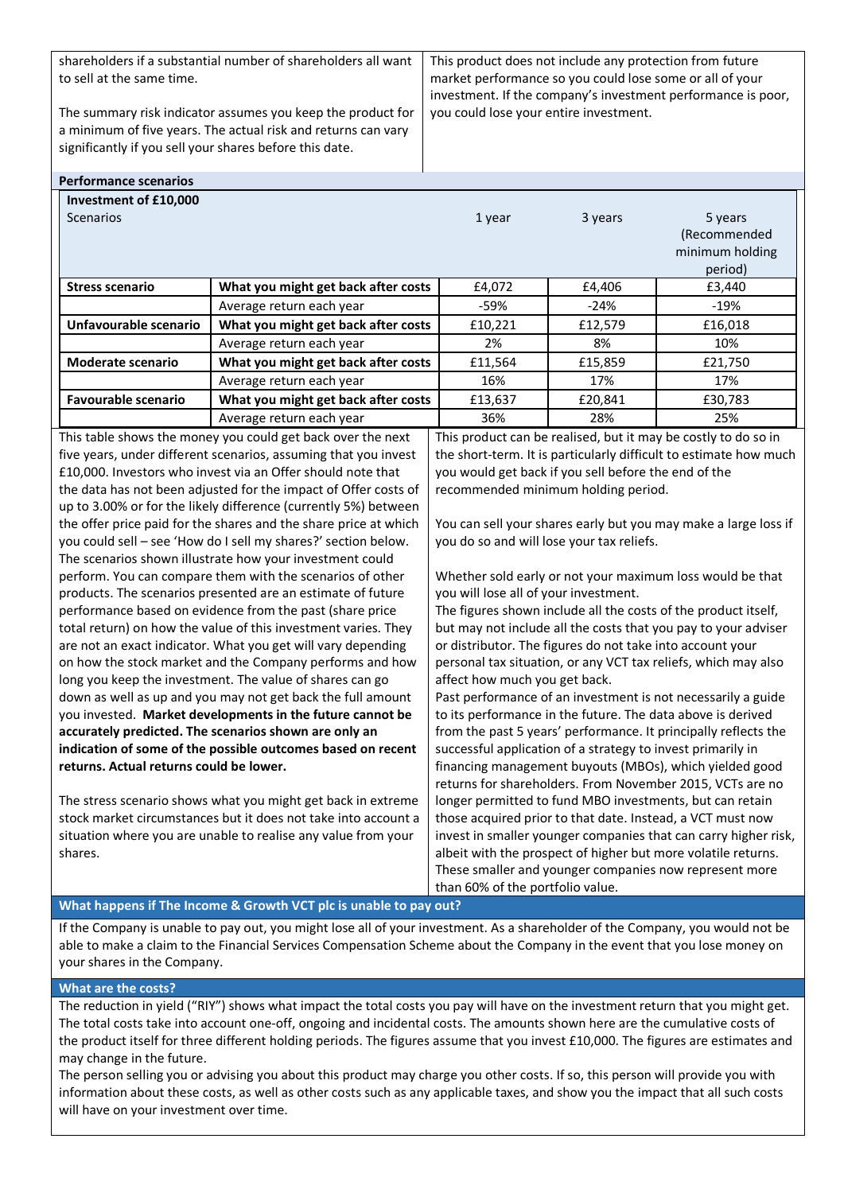shareholders if a substantial number of shareholders all want to sell at the same time.

The summary risk indicator assumes you keep the product for a minimum of five years. The actual risk and returns can vary significantly if you sell your shares before this date.

This product does not include any protection from future market performance so you could lose some or all of your investment. If the company's investment performance is poor, you could lose your entire investment.

**Performance scenarios**

| **Investment of £10,000** Scenarios | | 1 year | 3 years | 5 years (Recommended minimum holding period) |
|---|---|---|---|---|
| **Stress scenario** | **What you might get back after costs** | £4,072 | £4,406 | £3,440 |
| | Average return each year | -59% | -24% | -19% |
| **Unfavourable scenario** | **What you might get back after costs** | £10,221 | £12,579 | £16,018 |
| | Average return each year | 2% | 8% | 10% |
| **Moderate scenario** | **What you might get back after costs** | £11,564 | £15,859 | £21,750 |
| | Average return each year | 16% | 17% | 17% |
| **Favourable scenario** | **What you might get back after costs** | £13,637 | £20,841 | £30,783 |
| | Average return each year | 36% | 28% | 25% |

This table shows the money you could get back over the next five years, under different scenarios, assuming that you invest £10,000. Investors who invest via an Offer should note that the data has not been adjusted for the impact of Offer costs of up to 3.00% or for the likely difference (currently 5%) between the offer price paid for the shares and the share price at which you could sell – see 'How do I sell my shares?' section below. The scenarios shown illustrate how your investment could perform. You can compare them with the scenarios of other products. The scenarios presented are an estimate of future performance based on evidence from the past (share price total return) on how the value of this investment varies. They are not an exact indicator. What you get will vary depending on how the stock market and the Company performs and how long you keep the investment. The value of shares can go down as well as up and you may not get back the full amount you invested. **Market developments in the future cannot be accurately predicted. The scenarios shown are only an indication of some of the possible outcomes based on recent returns. Actual returns could be lower.**

The stress scenario shows what you might get back in extreme stock market circumstances but it does not take into account a situation where you are unable to realise any value from your shares.

This product can be realised, but it may be costly to do so in the short-term. It is particularly difficult to estimate how much you would get back if you sell before the end of the recommended minimum holding period.

You can sell your shares early but you may make a large loss if you do so and will lose your tax reliefs.

Whether sold early or not your maximum loss would be that you will lose all of your investment.

The figures shown include all the costs of the product itself, but may not include all the costs that you pay to your adviser or distributor. The figures do not take into account your personal tax situation, or any VCT tax reliefs, which may also affect how much you get back.

Past performance of an investment is not necessarily a guide to its performance in the future. The data above is derived from the past 5 years' performance. It principally reflects the successful application of a strategy to invest primarily in financing management buyouts (MBOs), which yielded good returns for shareholders. From November 2015, VCTs are no longer permitted to fund MBO investments, but can retain those acquired prior to that date. Instead, a VCT must now invest in smaller younger companies that can carry higher risk, albeit with the prospect of higher but more volatile returns. These smaller and younger companies now represent more than 60% of the portfolio value.

## What happens if The Income & Growth VCT plc is unable to pay out?

If the Company is unable to pay out, you might lose all of your investment. As a shareholder of the Company, you would not be able to make a claim to the Financial Services Compensation Scheme about the Company in the event that you lose money on your shares in the Company.

## What are the costs?

The reduction in yield ("RIY") shows what impact the total costs you pay will have on the investment return that you might get. The total costs take into account one-off, ongoing and incidental costs. The amounts shown here are the cumulative costs of the product itself for three different holding periods. The figures assume that you invest £10,000. The figures are estimates and may change in the future.

The person selling you or advising you about this product may charge you other costs. If so, this person will provide you with information about these costs, as well as other costs such as any applicable taxes, and show you the impact that all such costs will have on your investment over time.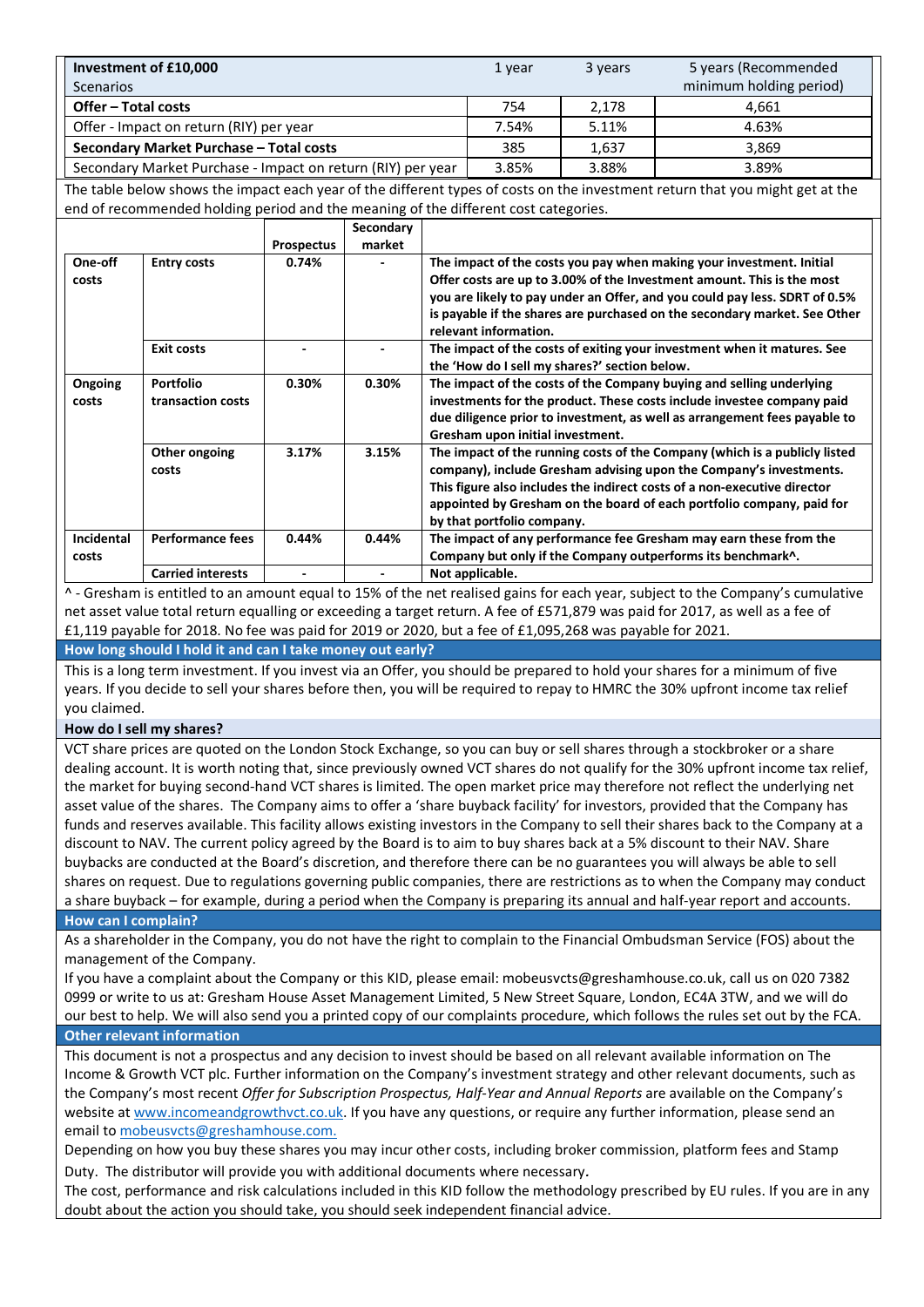| Investment of £10,000<br>Scenarios | 1 year | 3 years | 5 years (Recommended minimum holding period) |
|---|---|---|---|
| **Offer – Total costs** | 754 | 2,178 | 4,661 |
| Offer - Impact on return (RIY) per year | 7.54% | 5.11% | 4.63% |
| **Secondary Market Purchase – Total costs** | 385 | 1,637 | 3,869 |
| Secondary Market Purchase - Impact on return (RIY) per year | 3.85% | 3.88% | 3.89% |

The table below shows the impact each year of the different types of costs on the investment return that you might get at the end of recommended holding period and the meaning of the different cost categories.

| | | Prospectus | Secondary market | |
|---|---|---|---|---|
| **One-off costs** | **Entry costs** | **0.74%** | **-** | **The impact of the costs you pay when making your investment. Initial Offer costs are up to 3.00% of the Investment amount. This is the most you are likely to pay under an Offer, and you could pay less. SDRT of 0.5% is payable if the shares are purchased on the secondary market. See Other relevant information.** |
| | **Exit costs** | **-** | **-** | **The impact of the costs of exiting your investment when it matures. See the 'How do I sell my shares?' section below.** |
| **Ongoing costs** | **Portfolio transaction costs** | **0.30%** | **0.30%** | **The impact of the costs of the Company buying and selling underlying investments for the product. These costs include investee company paid due diligence prior to investment, as well as arrangement fees payable to Gresham upon initial investment.** |
| | **Other ongoing costs** | **3.17%** | **3.15%** | **The impact of the running costs of the Company (which is a publicly listed company), include Gresham advising upon the Company's investments. This figure also includes the indirect costs of a non-executive director appointed by Gresham on the board of each portfolio company, paid for by that portfolio company.** |
| **Incidental costs** | **Performance fees** | **0.44%** | **0.44%** | **The impact of any performance fee Gresham may earn these from the Company but only if the Company outperforms its benchmark^.** |
| | **Carried interests** | **-** | **-** | **Not applicable.** |

^ - Gresham is entitled to an amount equal to 15% of the net realised gains for each year, subject to the Company's cumulative net asset value total return equalling or exceeding a target return. A fee of £571,879 was paid for 2017, as well as a fee of £1,119 payable for 2018. No fee was paid for 2019 or 2020, but a fee of £1,095,268 was payable for 2021.

## How long should I hold it and can I take money out early?

This is a long term investment. If you invest via an Offer, you should be prepared to hold your shares for a minimum of five years. If you decide to sell your shares before then, you will be required to repay to HMRC the 30% upfront income tax relief you claimed.

### How do I sell my shares?

VCT share prices are quoted on the London Stock Exchange, so you can buy or sell shares through a stockbroker or a share dealing account. It is worth noting that, since previously owned VCT shares do not qualify for the 30% upfront income tax relief, the market for buying second-hand VCT shares is limited. The open market price may therefore not reflect the underlying net asset value of the shares. The Company aims to offer a 'share buyback facility' for investors, provided that the Company has funds and reserves available. This facility allows existing investors in the Company to sell their shares back to the Company at a discount to NAV. The current policy agreed by the Board is to aim to buy shares back at a 5% discount to their NAV. Share buybacks are conducted at the Board's discretion, and therefore there can be no guarantees you will always be able to sell shares on request. Due to regulations governing public companies, there are restrictions as to when the Company may conduct a share buyback – for example, during a period when the Company is preparing its annual and half-year report and accounts.

## How can I complain?

As a shareholder in the Company, you do not have the right to complain to the Financial Ombudsman Service (FOS) about the management of the Company.

If you have a complaint about the Company or this KID, please email: mobeusvcts@greshamhouse.co.uk, call us on 020 7382 0999 or write to us at: Gresham House Asset Management Limited, 5 New Street Square, London, EC4A 3TW, and we will do our best to help. We will also send you a printed copy of our complaints procedure, which follows the rules set out by the FCA.

## Other relevant information

This document is not a prospectus and any decision to invest should be based on all relevant available information on The Income & Growth VCT plc. Further information on the Company's investment strategy and other relevant documents, such as the Company's most recent *Offer for Subscription Prospectus, Half-Year and Annual Reports* are available on the Company's website at www.incomeandgrowthvct.co.uk. If you have any questions, or require any further information, please send an email to mobeusvcts@greshamhouse.com.

Depending on how you buy these shares you may incur other costs, including broker commission, platform fees and Stamp Duty. The distributor will provide you with additional documents where necessary.

The cost, performance and risk calculations included in this KID follow the methodology prescribed by EU rules. If you are in any doubt about the action you should take, you should seek independent financial advice.